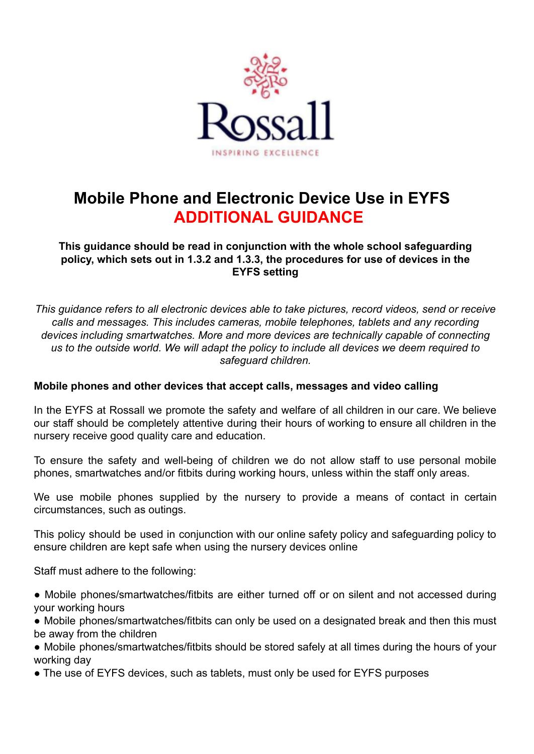Rossall

INSPIRING EXCELLENCE

# Mobile Phone and Electronic Device Use in EYFS
# ADDITIONAL GUIDANCE

**This guidance should be read in conjunction with the whole school safeguarding policy, which sets out in 1.3.2 and 1.3.3, the procedures for use of devices in the EYFS setting**

*This guidance refers to all electronic devices able to take pictures, record videos, send or receive calls and messages. This includes cameras, mobile telephones, tablets and any recording devices including smartwatches. More and more devices are technically capable of connecting us to the outside world. We will adapt the policy to include all devices we deem required to safeguard children.*

**Mobile phones and other devices that accept calls, messages and video calling**

In the EYFS at Rossall we promote the safety and welfare of all children in our care. We believe our staff should be completely attentive during their hours of working to ensure all children in the nursery receive good quality care and education.

To ensure the safety and well-being of children we do not allow staff to use personal mobile phones, smartwatches and/or fitbits during working hours, unless within the staff only areas.

We use mobile phones supplied by the nursery to provide a means of contact in certain circumstances, such as outings.

This policy should be used in conjunction with our online safety policy and safeguarding policy to ensure children are kept safe when using the nursery devices online

Staff must adhere to the following:

- Mobile phones/smartwatches/fitbits are either turned off or on silent and not accessed during your working hours
- Mobile phones/smartwatches/fitbits can only be used on a designated break and then this must be away from the children
- Mobile phones/smartwatches/fitbits should be stored safely at all times during the hours of your working day
- The use of EYFS devices, such as tablets, must only be used for EYFS purposes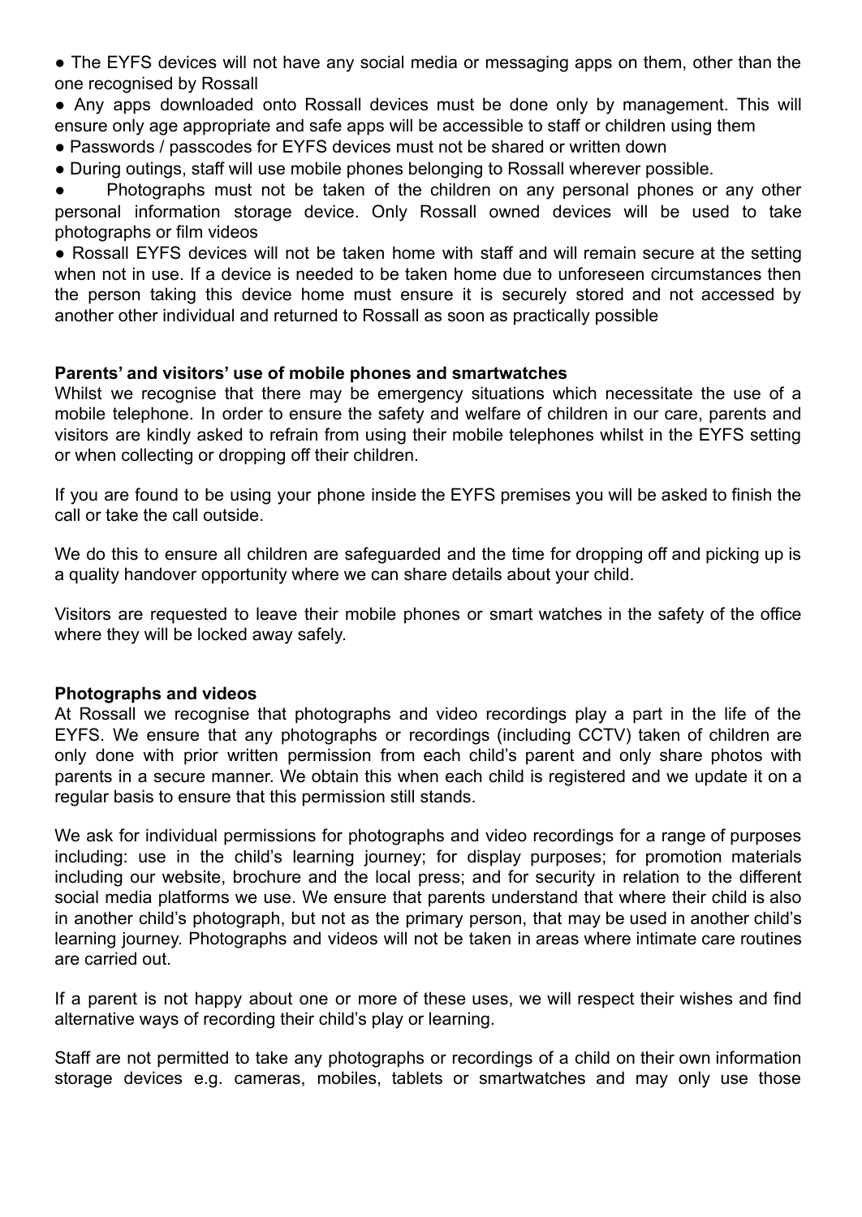- The EYFS devices will not have any social media or messaging apps on them, other than the one recognised by Rossall
- Any apps downloaded onto Rossall devices must be done only by management. This will ensure only age appropriate and safe apps will be accessible to staff or children using them
- Passwords / passcodes for EYFS devices must not be shared or written down
- During outings, staff will use mobile phones belonging to Rossall wherever possible.
- Photographs must not be taken of the children on any personal phones or any other personal information storage device. Only Rossall owned devices will be used to take photographs or film videos
- Rossall EYFS devices will not be taken home with staff and will remain secure at the setting when not in use. If a device is needed to be taken home due to unforeseen circumstances then the person taking this device home must ensure it is securely stored and not accessed by another other individual and returned to Rossall as soon as practically possible

**Parents' and visitors' use of mobile phones and smartwatches**

Whilst we recognise that there may be emergency situations which necessitate the use of a mobile telephone. In order to ensure the safety and welfare of children in our care, parents and visitors are kindly asked to refrain from using their mobile telephones whilst in the EYFS setting or when collecting or dropping off their children.

If you are found to be using your phone inside the EYFS premises you will be asked to finish the call or take the call outside.

We do this to ensure all children are safeguarded and the time for dropping off and picking up is a quality handover opportunity where we can share details about your child.

Visitors are requested to leave their mobile phones or smart watches in the safety of the office where they will be locked away safely.

**Photographs and videos**

At Rossall we recognise that photographs and video recordings play a part in the life of the EYFS. We ensure that any photographs or recordings (including CCTV) taken of children are only done with prior written permission from each child's parent and only share photos with parents in a secure manner. We obtain this when each child is registered and we update it on a regular basis to ensure that this permission still stands.

We ask for individual permissions for photographs and video recordings for a range of purposes including: use in the child's learning journey; for display purposes; for promotion materials including our website, brochure and the local press; and for security in relation to the different social media platforms we use. We ensure that parents understand that where their child is also in another child's photograph, but not as the primary person, that may be used in another child's learning journey. Photographs and videos will not be taken in areas where intimate care routines are carried out.

If a parent is not happy about one or more of these uses, we will respect their wishes and find alternative ways of recording their child's play or learning.

Staff are not permitted to take any photographs or recordings of a child on their own information storage devices e.g. cameras, mobiles, tablets or smartwatches and may only use those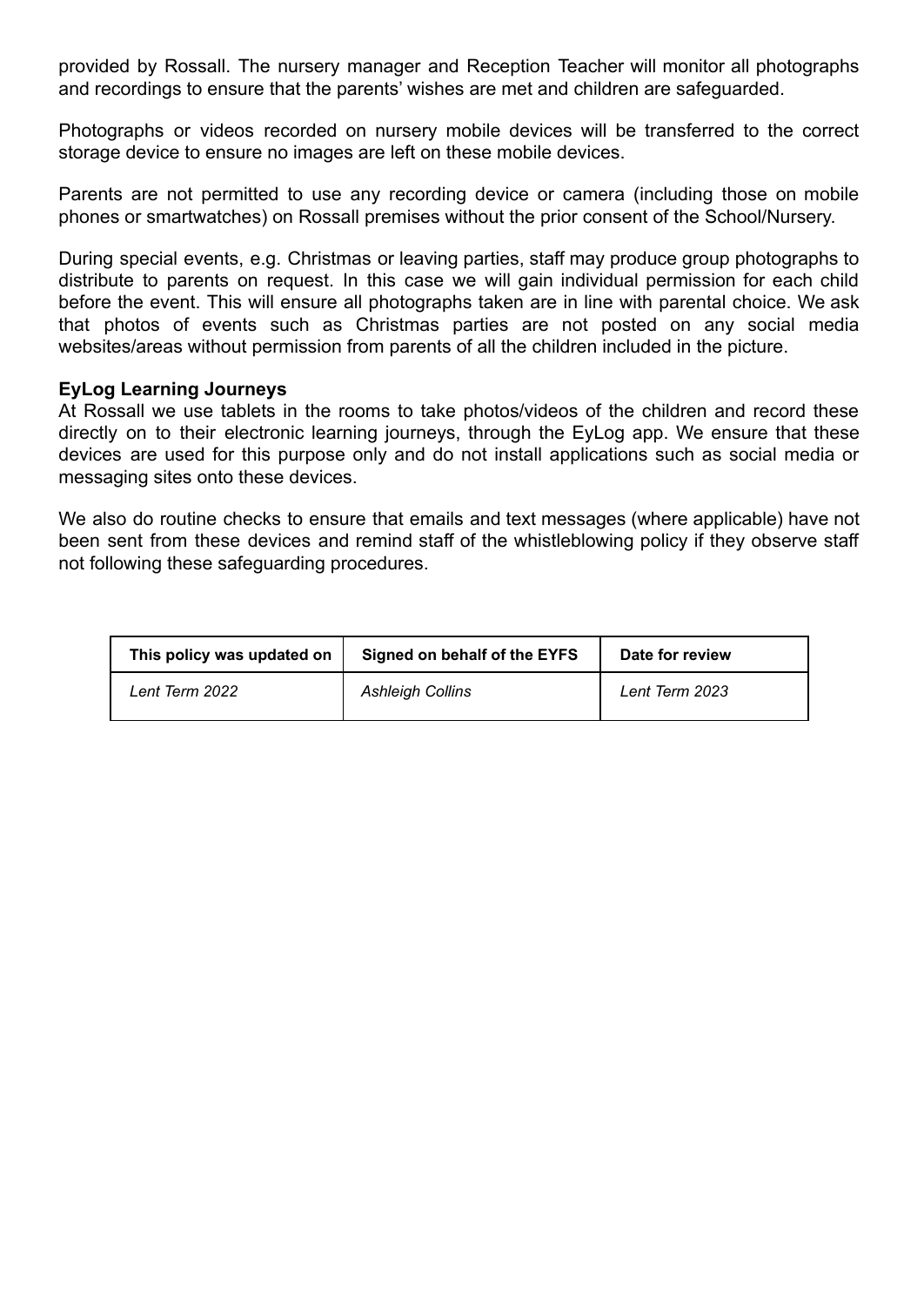provided by Rossall. The nursery manager and Reception Teacher will monitor all photographs and recordings to ensure that the parents' wishes are met and children are safeguarded.

Photographs or videos recorded on nursery mobile devices will be transferred to the correct storage device to ensure no images are left on these mobile devices.

Parents are not permitted to use any recording device or camera (including those on mobile phones or smartwatches) on Rossall premises without the prior consent of the School/Nursery.

During special events, e.g. Christmas or leaving parties, staff may produce group photographs to distribute to parents on request. In this case we will gain individual permission for each child before the event. This will ensure all photographs taken are in line with parental choice. We ask that photos of events such as Christmas parties are not posted on any social media websites/areas without permission from parents of all the children included in the picture.

**EyLog Learning Journeys**

At Rossall we use tablets in the rooms to take photos/videos of the children and record these directly on to their electronic learning journeys, through the EyLog app. We ensure that these devices are used for this purpose only and do not install applications such as social media or messaging sites onto these devices.

We also do routine checks to ensure that emails and text messages (where applicable) have not been sent from these devices and remind staff of the whistleblowing policy if they observe staff not following these safeguarding procedures.

| This policy was updated on | Signed on behalf of the EYFS | Date for review |
|---|---|---|
| *Lent Term 2022* | *Ashleigh Collins* | *Lent Term 2023* |